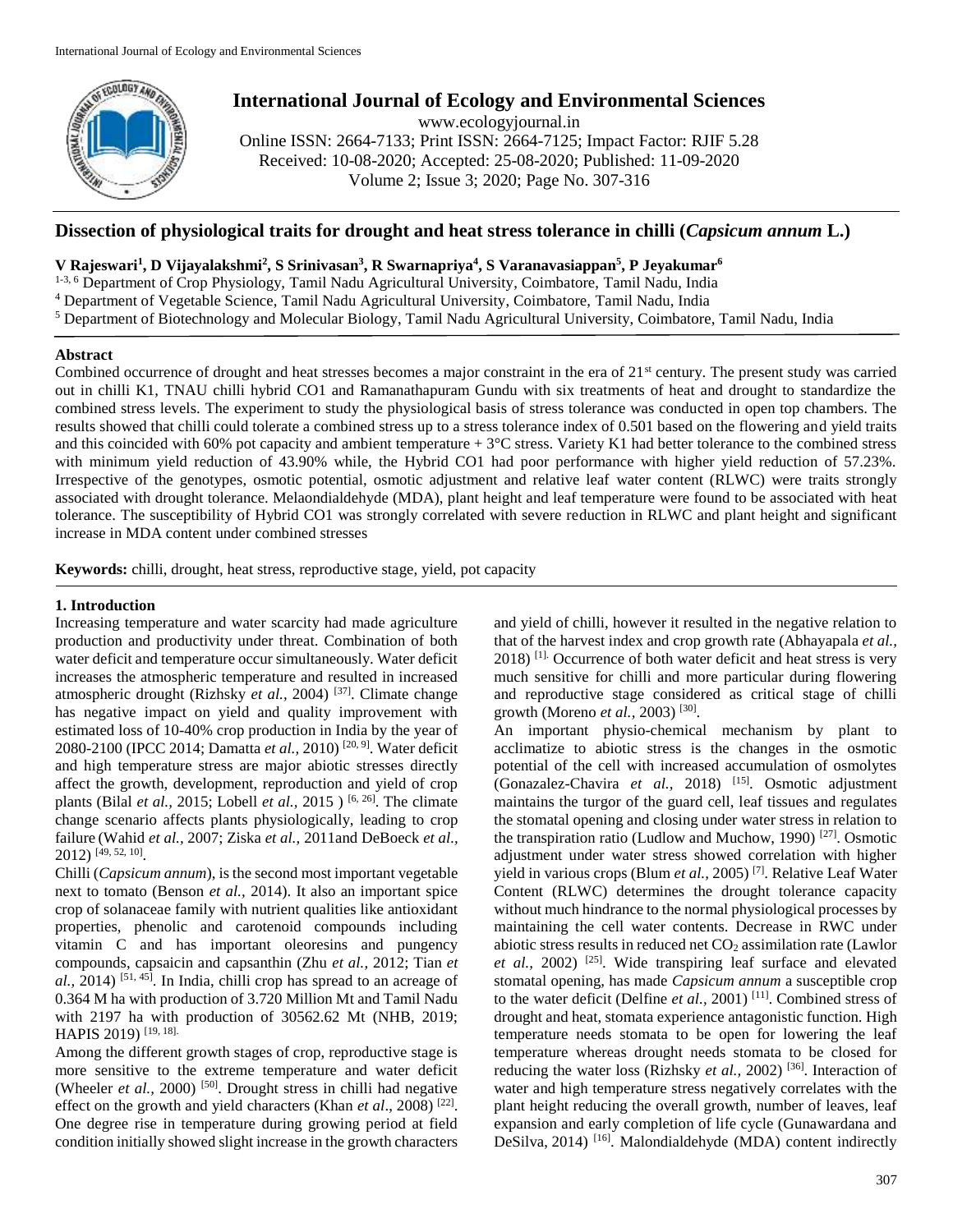# International Journal of Ecology and Environmental Sciences

www.ecologyjournal.in

Online ISSN: 2664-7133; Print ISSN: 2664-7125; Impact Factor: RJIF 5.28

Received: 10-08-2020; Accepted: 25-08-2020; Published: 11-09-2020

Volume 2; Issue 3; 2020; Page No. 307-316

## Dissection of physiological traits for drought and heat stress tolerance in chilli (*Capsicum annum* L.)

**V Rajeswari[1], D Vijayalakshmi[2], S Srinivasan[3], R Swarnapriya[4], S Varanavasiappan[5], P Jeyakumar[6]**

[1-3, 6] Department of Crop Physiology, Tamil Nadu Agricultural University, Coimbatore, Tamil Nadu, India

[4] Department of Vegetable Science, Tamil Nadu Agricultural University, Coimbatore, Tamil Nadu, India

[5] Department of Biotechnology and Molecular Biology, Tamil Nadu Agricultural University, Coimbatore, Tamil Nadu, India

### Abstract

Combined occurrence of drought and heat stresses becomes a major constraint in the era of 21st century. The present study was carried out in chilli K1, TNAU chilli hybrid CO1 and Ramanathapuram Gundu with six treatments of heat and drought to standardize the combined stress levels. The experiment to study the physiological basis of stress tolerance was conducted in open top chambers. The results showed that chilli could tolerate a combined stress up to a stress tolerance index of 0.501 based on the flowering and yield traits and this coincided with 60% pot capacity and ambient temperature + 3°C stress. Variety K1 had better tolerance to the combined stress with minimum yield reduction of 43.90% while, the Hybrid CO1 had poor performance with higher yield reduction of 57.23%. Irrespective of the genotypes, osmotic potential, osmotic adjustment and relative leaf water content (RLWC) were traits strongly associated with drought tolerance. Melaondialdehyde (MDA), plant height and leaf temperature were found to be associated with heat tolerance. The susceptibility of Hybrid CO1 was strongly correlated with severe reduction in RLWC and plant height and significant increase in MDA content under combined stresses

**Keywords:** chilli, drought, heat stress, reproductive stage, yield, pot capacity

### 1. Introduction

Increasing temperature and water scarcity had made agriculture production and productivity under threat. Combination of both water deficit and temperature occur simultaneously. Water deficit increases the atmospheric temperature and resulted in increased atmospheric drought (Rizhsky *et al.,* 2004) [37]. Climate change has negative impact on yield and quality improvement with estimated loss of 10-40% crop production in India by the year of 2080-2100 (IPCC 2014; Damatta *et al.,* 2010) [20, 9]. Water deficit and high temperature stress are major abiotic stresses directly affect the growth, development, reproduction and yield of crop plants (Bilal *et al.,* 2015; Lobell *et al.,* 2015 ) [6, 26]. The climate change scenario affects plants physiologically, leading to crop failure (Wahid *et al.,* 2007; Ziska *et al.,* 2011and DeBoeck *et al.,* 2012) [49, 52, 10].

Chilli (*Capsicum annum*), is the second most important vegetable next to tomato (Benson *et al.,* 2014). It also an important spice crop of solanaceae family with nutrient qualities like antioxidant properties, phenolic and carotenoid compounds including vitamin C and has important oleoresins and pungency compounds, capsaicin and capsanthin (Zhu *et al.,* 2012; Tian *et al.,* 2014) [51, 45]. In India, chilli crop has spread to an acreage of 0.364 M ha with production of 3.720 Million Mt and Tamil Nadu with 2197 ha with production of 30562.62 Mt (NHB, 2019; HAPIS 2019) [19, 18].

Among the different growth stages of crop, reproductive stage is more sensitive to the extreme temperature and water deficit (Wheeler *et al.,* 2000) [50]. Drought stress in chilli had negative effect on the growth and yield characters (Khan *et al*., 2008) [22]. One degree rise in temperature during growing period at field condition initially showed slight increase in the growth characters and yield of chilli, however it resulted in the negative relation to that of the harvest index and crop growth rate (Abhayapala *et al.,* 2018) [1]. Occurrence of both water deficit and heat stress is very much sensitive for chilli and more particular during flowering and reproductive stage considered as critical stage of chilli growth (Moreno *et al.,* 2003) [30].

An important physio-chemical mechanism by plant to acclimatize to abiotic stress is the changes in the osmotic potential of the cell with increased accumulation of osmolytes (Gonazalez-Chavira *et al.,* 2018) [15]. Osmotic adjustment maintains the turgor of the guard cell, leaf tissues and regulates the stomatal opening and closing under water stress in relation to the transpiration ratio (Ludlow and Muchow, 1990) [27]. Osmotic adjustment under water stress showed correlation with higher yield in various crops (Blum *et al.,* 2005) [7]. Relative Leaf Water Content (RLWC) determines the drought tolerance capacity without much hindrance to the normal physiological processes by maintaining the cell water contents. Decrease in RWC under abiotic stress results in reduced net $CO_2$ assimilation rate (Lawlor *et al.,* 2002) [25]. Wide transpiring leaf surface and elevated stomatal opening, has made *Capsicum annum* a susceptible crop to the water deficit (Delfine *et al.,* 2001) [11]. Combined stress of drought and heat, stomata experience antagonistic function. High temperature needs stomata to be open for lowering the leaf temperature whereas drought needs stomata to be closed for reducing the water loss (Rizhsky *et al.,* 2002) [36]. Interaction of water and high temperature stress negatively correlates with the plant height reducing the overall growth, number of leaves, leaf expansion and early completion of life cycle (Gunawardana and DeSilva, 2014) [16]. Malondialdehyde (MDA) content indirectly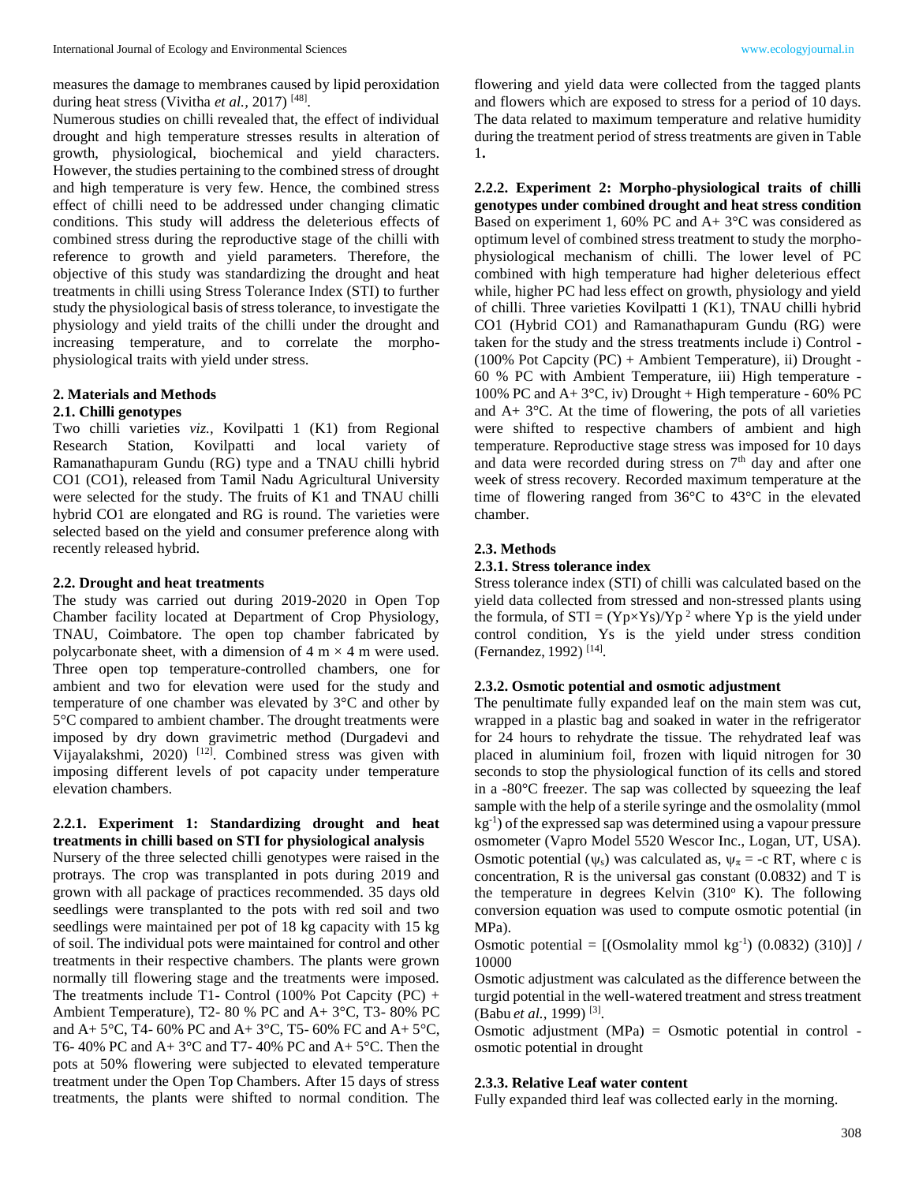measures the damage to membranes caused by lipid peroxidation during heat stress (Vivitha *et al.,* 2017) [48].

Numerous studies on chilli revealed that, the effect of individual drought and high temperature stresses results in alteration of growth, physiological, biochemical and yield characters. However, the studies pertaining to the combined stress of drought and high temperature is very few. Hence, the combined stress effect of chilli need to be addressed under changing climatic conditions. This study will address the deleterious effects of combined stress during the reproductive stage of the chilli with reference to growth and yield parameters. Therefore, the objective of this study was standardizing the drought and heat treatments in chilli using Stress Tolerance Index (STI) to further study the physiological basis of stress tolerance, to investigate the physiology and yield traits of the chilli under the drought and increasing temperature, and to correlate the morpho-physiological traits with yield under stress.

## 2. Materials and Methods

### 2.1. Chilli genotypes

Two chilli varieties *viz.,* Kovilpatti 1 (K1) from Regional Research Station, Kovilpatti and local variety of Ramanathapuram Gundu (RG) type and a TNAU chilli hybrid CO1 (CO1), released from Tamil Nadu Agricultural University were selected for the study. The fruits of K1 and TNAU chilli hybrid CO1 are elongated and RG is round. The varieties were selected based on the yield and consumer preference along with recently released hybrid.

### 2.2. Drought and heat treatments

The study was carried out during 2019-2020 in Open Top Chamber facility located at Department of Crop Physiology, TNAU, Coimbatore. The open top chamber fabricated by polycarbonate sheet, with a dimension of 4 m × 4 m were used. Three open top temperature-controlled chambers, one for ambient and two for elevation were used for the study and temperature of one chamber was elevated by 3°C and other by 5°C compared to ambient chamber. The drought treatments were imposed by dry down gravimetric method (Durgadevi and Vijayalakshmi, 2020) [12]. Combined stress was given with imposing different levels of pot capacity under temperature elevation chambers.

#### 2.2.1. Experiment 1: Standardizing drought and heat treatments in chilli based on STI for physiological analysis

Nursery of the three selected chilli genotypes were raised in the protrays. The crop was transplanted in pots during 2019 and grown with all package of practices recommended. 35 days old seedlings were transplanted to the pots with red soil and two seedlings were maintained per pot of 18 kg capacity with 15 kg of soil. The individual pots were maintained for control and other treatments in their respective chambers. The plants were grown normally till flowering stage and the treatments were imposed. The treatments include T1- Control (100% Pot Capcity (PC) + Ambient Temperature), T2- 80 % PC and A+ 3°C, T3- 80% PC and A+ 5°C, T4- 60% PC and A+ 3°C, T5- 60% FC and A+ 5°C, T6- 40% PC and A+ 3°C and T7- 40% PC and A+ 5°C. Then the pots at 50% flowering were subjected to elevated temperature treatment under the Open Top Chambers. After 15 days of stress treatments, the plants were shifted to normal condition. The flowering and yield data were collected from the tagged plants and flowers which are exposed to stress for a period of 10 days. The data related to maximum temperature and relative humidity during the treatment period of stress treatments are given in Table 1**.**

#### 2.2.2. Experiment 2: Morpho-physiological traits of chilli genotypes under combined drought and heat stress condition

Based on experiment 1, 60% PC and A+ 3°C was considered as optimum level of combined stress treatment to study the morpho-physiological mechanism of chilli. The lower level of PC combined with high temperature had higher deleterious effect while, higher PC had less effect on growth, physiology and yield of chilli. Three varieties Kovilpatti 1 (K1), TNAU chilli hybrid CO1 (Hybrid CO1) and Ramanathapuram Gundu (RG) were taken for the study and the stress treatments include i) Control - (100% Pot Capcity (PC) + Ambient Temperature), ii) Drought - 60 % PC with Ambient Temperature, iii) High temperature - 100% PC and A+ 3°C, iv) Drought + High temperature - 60% PC and A+ 3°C. At the time of flowering, the pots of all varieties were shifted to respective chambers of ambient and high temperature. Reproductive stage stress was imposed for 10 days and data were recorded during stress on 7th day and after one week of stress recovery. Recorded maximum temperature at the time of flowering ranged from 36°C to 43°C in the elevated chamber.

### 2.3. Methods

#### 2.3.1. Stress tolerance index

Stress tolerance index (STI) of chilli was calculated based on the yield data collected from stressed and non-stressed plants using the formula, of $STI = (Yp \times Ys)/Yp^2$ where Yp is the yield under control condition, Ys is the yield under stress condition (Fernandez, 1992) [14].

#### 2.3.2. Osmotic potential and osmotic adjustment

The penultimate fully expanded leaf on the main stem was cut, wrapped in a plastic bag and soaked in water in the refrigerator for 24 hours to rehydrate the tissue. The rehydrated leaf was placed in aluminium foil, frozen with liquid nitrogen for 30 seconds to stop the physiological function of its cells and stored in a -80°C freezer. The sap was collected by squeezing the leaf sample with the help of a sterile syringe and the osmolality (mmol $kg^{-1}$) of the expressed sap was determined using a vapour pressure osmometer (Vapro Model 5520 Wescor Inc., Logan, UT, USA). Osmotic potential ($\psi_s$) was calculated as, $\psi_\pi = -c\,RT$, where c is concentration, R is the universal gas constant (0.0832) and T is the temperature in degrees Kelvin (310° K). The following conversion equation was used to compute osmotic potential (in MPa).

Osmotic potential = [(Osmolality mmol $kg^{-1}$) (0.0832) (310)] / 10000

Osmotic adjustment was calculated as the difference between the turgid potential in the well-watered treatment and stress treatment (Babu *et al.,* 1999) [3].

Osmotic adjustment (MPa) = Osmotic potential in control - osmotic potential in drought

#### 2.3.3. Relative Leaf water content

Fully expanded third leaf was collected early in the morning.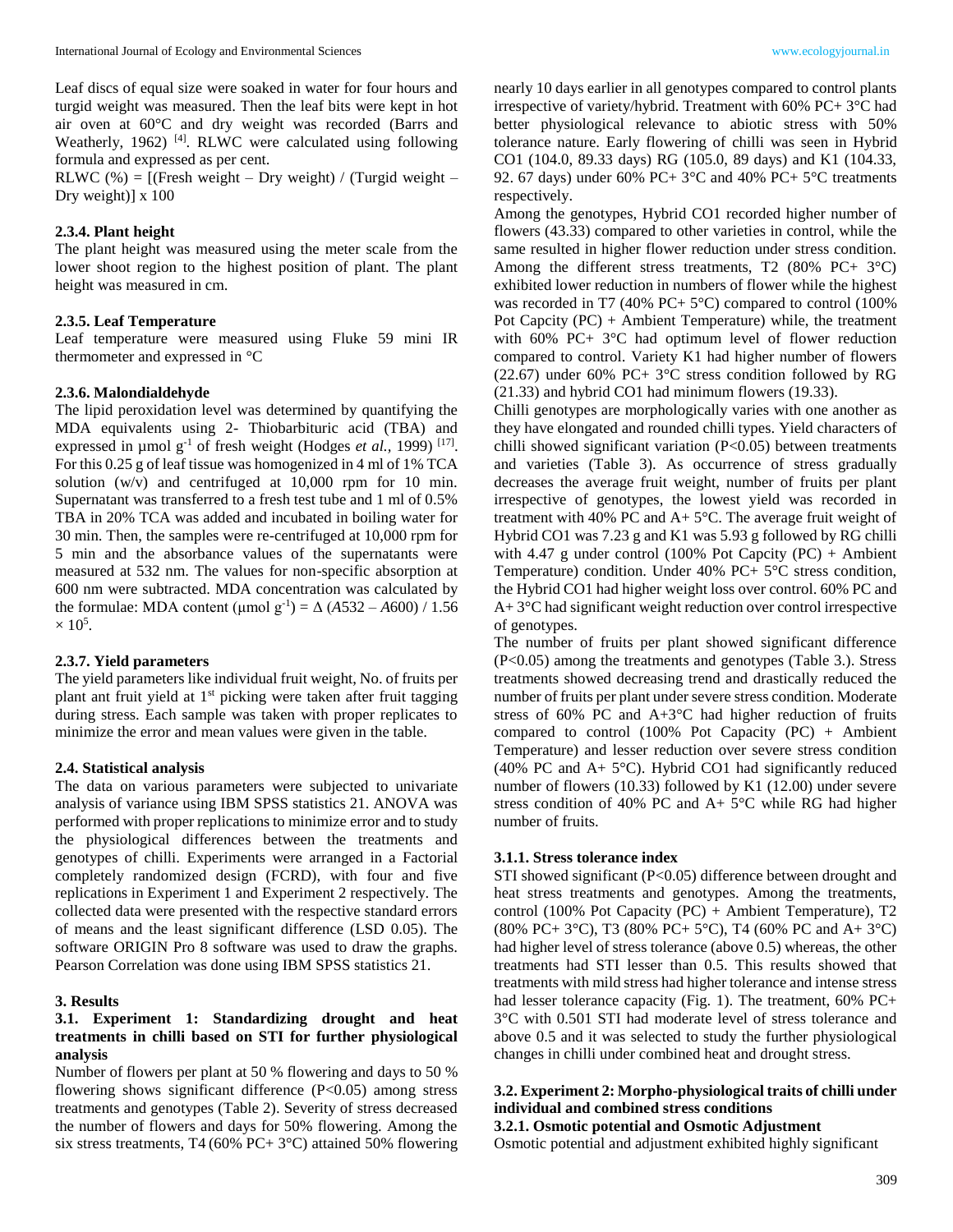Leaf discs of equal size were soaked in water for four hours and turgid weight was measured. Then the leaf bits were kept in hot air oven at 60°C and dry weight was recorded (Barrs and Weatherly, 1962) [4]. RLWC were calculated using following formula and expressed as per cent.

RLWC (%) = [(Fresh weight – Dry weight) / (Turgid weight – Dry weight)] x 100

### 2.3.4. Plant height

The plant height was measured using the meter scale from the lower shoot region to the highest position of plant. The plant height was measured in cm.

### 2.3.5. Leaf Temperature

Leaf temperature were measured using Fluke 59 mini IR thermometer and expressed in °C

### 2.3.6. Malondialdehyde

The lipid peroxidation level was determined by quantifying the MDA equivalents using 2- Thiobarbituric acid (TBA) and expressed in µmol $g^{-1}$ of fresh weight (Hodges *et al.*, 1999) [17]. For this 0.25 g of leaf tissue was homogenized in 4 ml of 1% TCA solution (w/v) and centrifuged at 10,000 rpm for 10 min. Supernatant was transferred to a fresh test tube and 1 ml of 0.5% TBA in 20% TCA was added and incubated in boiling water for 30 min. Then, the samples were re-centrifuged at 10,000 rpm for 5 min and the absorbance values of the supernatants were measured at 532 nm. The values for non-specific absorption at 600 nm were subtracted. MDA concentration was calculated by the formulae: MDA content (µmol $g^{-1}$) = $\Delta$ ($A532$ – $A600$) / 1.56 $\times 10^5$.

### 2.3.7. Yield parameters

The yield parameters like individual fruit weight, No. of fruits per plant ant fruit yield at 1st picking were taken after fruit tagging during stress. Each sample was taken with proper replicates to minimize the error and mean values were given in the table.

## 2.4. Statistical analysis

The data on various parameters were subjected to univariate analysis of variance using IBM SPSS statistics 21. ANOVA was performed with proper replications to minimize error and to study the physiological differences between the treatments and genotypes of chilli. Experiments were arranged in a Factorial completely randomized design (FCRD), with four and five replications in Experiment 1 and Experiment 2 respectively. The collected data were presented with the respective standard errors of means and the least significant difference (LSD 0.05). The software ORIGIN Pro 8 software was used to draw the graphs. Pearson Correlation was done using IBM SPSS statistics 21.

# 3. Results

## 3.1. Experiment 1: Standardizing drought and heat treatments in chilli based on STI for further physiological analysis

Number of flowers per plant at 50 % flowering and days to 50 % flowering shows significant difference (P<0.05) among stress treatments and genotypes (Table 2). Severity of stress decreased the number of flowers and days for 50% flowering. Among the six stress treatments, T4 (60% PC+ 3°C) attained 50% flowering nearly 10 days earlier in all genotypes compared to control plants irrespective of variety/hybrid. Treatment with 60% PC+ 3°C had better physiological relevance to abiotic stress with 50% tolerance nature. Early flowering of chilli was seen in Hybrid CO1 (104.0, 89.33 days) RG (105.0, 89 days) and K1 (104.33, 92. 67 days) under 60% PC+ 3°C and 40% PC+ 5°C treatments respectively.

Among the genotypes, Hybrid CO1 recorded higher number of flowers (43.33) compared to other varieties in control, while the same resulted in higher flower reduction under stress condition. Among the different stress treatments, T2 (80% PC+ 3°C) exhibited lower reduction in numbers of flower while the highest was recorded in T7 (40% PC+ 5°C) compared to control (100% Pot Capcity (PC) + Ambient Temperature) while, the treatment with 60% PC+ 3°C had optimum level of flower reduction compared to control. Variety K1 had higher number of flowers (22.67) under 60% PC+ 3°C stress condition followed by RG (21.33) and hybrid CO1 had minimum flowers (19.33).

Chilli genotypes are morphologically varies with one another as they have elongated and rounded chilli types. Yield characters of chilli showed significant variation (P<0.05) between treatments and varieties (Table 3). As occurrence of stress gradually decreases the average fruit weight, number of fruits per plant irrespective of genotypes, the lowest yield was recorded in treatment with 40% PC and A+ 5°C. The average fruit weight of Hybrid CO1 was 7.23 g and K1 was 5.93 g followed by RG chilli with 4.47 g under control (100% Pot Capcity (PC) + Ambient Temperature) condition. Under 40% PC+ 5°C stress condition, the Hybrid CO1 had higher weight loss over control. 60% PC and A+ 3°C had significant weight reduction over control irrespective of genotypes.

The number of fruits per plant showed significant difference (P<0.05) among the treatments and genotypes (Table 3.). Stress treatments showed decreasing trend and drastically reduced the number of fruits per plant under severe stress condition. Moderate stress of 60% PC and A+3°C had higher reduction of fruits compared to control (100% Pot Capacity (PC) + Ambient Temperature) and lesser reduction over severe stress condition (40% PC and A+ 5°C). Hybrid CO1 had significantly reduced number of flowers (10.33) followed by K1 (12.00) under severe stress condition of 40% PC and A+ 5°C while RG had higher number of fruits.

### 3.1.1. Stress tolerance index

STI showed significant (P<0.05) difference between drought and heat stress treatments and genotypes. Among the treatments, control (100% Pot Capacity (PC) + Ambient Temperature), T2 (80% PC+ 3°C), T3 (80% PC+ 5°C), T4 (60% PC and A+ 3°C) had higher level of stress tolerance (above 0.5) whereas, the other treatments had STI lesser than 0.5. This results showed that treatments with mild stress had higher tolerance and intense stress had lesser tolerance capacity (Fig. 1). The treatment, 60% PC+ 3°C with 0.501 STI had moderate level of stress tolerance and above 0.5 and it was selected to study the further physiological changes in chilli under combined heat and drought stress.

## 3.2. Experiment 2: Morpho-physiological traits of chilli under individual and combined stress conditions

### 3.2.1. Osmotic potential and Osmotic Adjustment

Osmotic potential and adjustment exhibited highly significant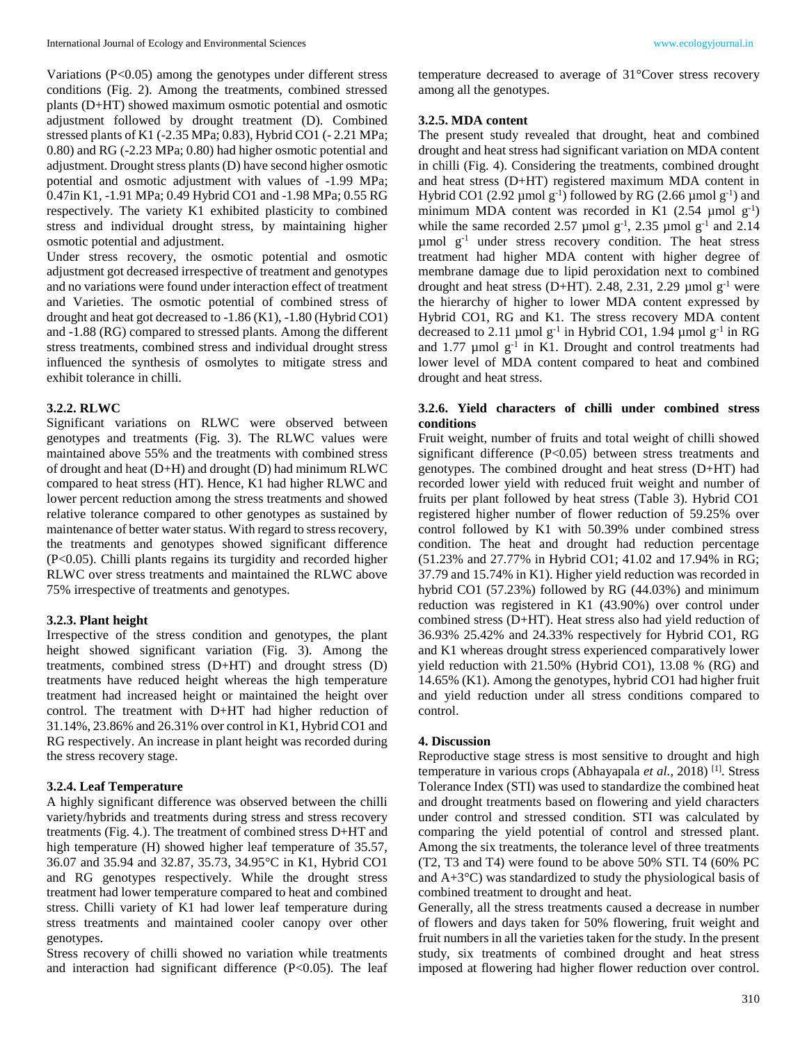Variations (P<0.05) among the genotypes under different stress conditions (Fig. 2). Among the treatments, combined stressed plants (D+HT) showed maximum osmotic potential and osmotic adjustment followed by drought treatment (D). Combined stressed plants of K1 (-2.35 MPa; 0.83), Hybrid CO1 (- 2.21 MPa; 0.80) and RG (-2.23 MPa; 0.80) had higher osmotic potential and adjustment. Drought stress plants (D) have second higher osmotic potential and osmotic adjustment with values of -1.99 MPa; 0.47in K1, -1.91 MPa; 0.49 Hybrid CO1 and -1.98 MPa; 0.55 RG respectively. The variety K1 exhibited plasticity to combined stress and individual drought stress, by maintaining higher osmotic potential and adjustment.

Under stress recovery, the osmotic potential and osmotic adjustment got decreased irrespective of treatment and genotypes and no variations were found under interaction effect of treatment and Varieties. The osmotic potential of combined stress of drought and heat got decreased to -1.86 (K1), -1.80 (Hybrid CO1) and -1.88 (RG) compared to stressed plants. Among the different stress treatments, combined stress and individual drought stress influenced the synthesis of osmolytes to mitigate stress and exhibit tolerance in chilli.

### 3.2.2. RLWC

Significant variations on RLWC were observed between genotypes and treatments (Fig. 3). The RLWC values were maintained above 55% and the treatments with combined stress of drought and heat (D+H) and drought (D) had minimum RLWC compared to heat stress (HT). Hence, K1 had higher RLWC and lower percent reduction among the stress treatments and showed relative tolerance compared to other genotypes as sustained by maintenance of better water status. With regard to stress recovery, the treatments and genotypes showed significant difference (P<0.05). Chilli plants regains its turgidity and recorded higher RLWC over stress treatments and maintained the RLWC above 75% irrespective of treatments and genotypes.

### 3.2.3. Plant height

Irrespective of the stress condition and genotypes, the plant height showed significant variation (Fig. 3). Among the treatments, combined stress (D+HT) and drought stress (D) treatments have reduced height whereas the high temperature treatment had increased height or maintained the height over control. The treatment with D+HT had higher reduction of 31.14%, 23.86% and 26.31% over control in K1, Hybrid CO1 and RG respectively. An increase in plant height was recorded during the stress recovery stage.

### 3.2.4. Leaf Temperature

A highly significant difference was observed between the chilli variety/hybrids and treatments during stress and stress recovery treatments (Fig. 4.). The treatment of combined stress D+HT and high temperature (H) showed higher leaf temperature of 35.57, 36.07 and 35.94 and 32.87, 35.73, 34.95°C in K1, Hybrid CO1 and RG genotypes respectively. While the drought stress treatment had lower temperature compared to heat and combined stress. Chilli variety of K1 had lower leaf temperature during stress treatments and maintained cooler canopy over other genotypes.

Stress recovery of chilli showed no variation while treatments and interaction had significant difference (P<0.05). The leaf temperature decreased to average of 31°Cover stress recovery among all the genotypes.

### 3.2.5. MDA content

The present study revealed that drought, heat and combined drought and heat stress had significant variation on MDA content in chilli (Fig. 4). Considering the treatments, combined drought and heat stress (D+HT) registered maximum MDA content in Hybrid CO1 (2.92 µmol $g^{-1}$) followed by RG (2.66 µmol $g^{-1}$) and minimum MDA content was recorded in K1 (2.54 µmol $g^{-1}$) while the same recorded 2.57 µmol $g^{-1}$, 2.35 µmol $g^{-1}$ and 2.14 µmol $g^{-1}$ under stress recovery condition. The heat stress treatment had higher MDA content with higher degree of membrane damage due to lipid peroxidation next to combined drought and heat stress (D+HT). 2.48, 2.31, 2.29 µmol $g^{-1}$ were the hierarchy of higher to lower MDA content expressed by Hybrid CO1, RG and K1. The stress recovery MDA content decreased to 2.11 µmol $g^{-1}$ in Hybrid CO1, 1.94 µmol $g^{-1}$ in RG and 1.77 µmol $g^{-1}$ in K1. Drought and control treatments had lower level of MDA content compared to heat and combined drought and heat stress.

### 3.2.6. Yield characters of chilli under combined stress conditions

Fruit weight, number of fruits and total weight of chilli showed significant difference (P<0.05) between stress treatments and genotypes. The combined drought and heat stress (D+HT) had recorded lower yield with reduced fruit weight and number of fruits per plant followed by heat stress (Table 3). Hybrid CO1 registered higher number of flower reduction of 59.25% over control followed by K1 with 50.39% under combined stress condition. The heat and drought had reduction percentage (51.23% and 27.77% in Hybrid CO1; 41.02 and 17.94% in RG; 37.79 and 15.74% in K1). Higher yield reduction was recorded in hybrid CO1 (57.23%) followed by RG (44.03%) and minimum reduction was registered in K1 (43.90%) over control under combined stress (D+HT). Heat stress also had yield reduction of 36.93% 25.42% and 24.33% respectively for Hybrid CO1, RG and K1 whereas drought stress experienced comparatively lower yield reduction with 21.50% (Hybrid CO1), 13.08 % (RG) and 14.65% (K1). Among the genotypes, hybrid CO1 had higher fruit and yield reduction under all stress conditions compared to control.

## 4. Discussion

Reproductive stage stress is most sensitive to drought and high temperature in various crops (Abhayapala *et al.*, 2018) [1]. Stress Tolerance Index (STI) was used to standardize the combined heat and drought treatments based on flowering and yield characters under control and stressed condition. STI was calculated by comparing the yield potential of control and stressed plant. Among the six treatments, the tolerance level of three treatments (T2, T3 and T4) were found to be above 50% STI. T4 (60% PC and A+3°C) was standardized to study the physiological basis of combined treatment to drought and heat.

Generally, all the stress treatments caused a decrease in number of flowers and days taken for 50% flowering, fruit weight and fruit numbers in all the varieties taken for the study. In the present study, six treatments of combined drought and heat stress imposed at flowering had higher flower reduction over control.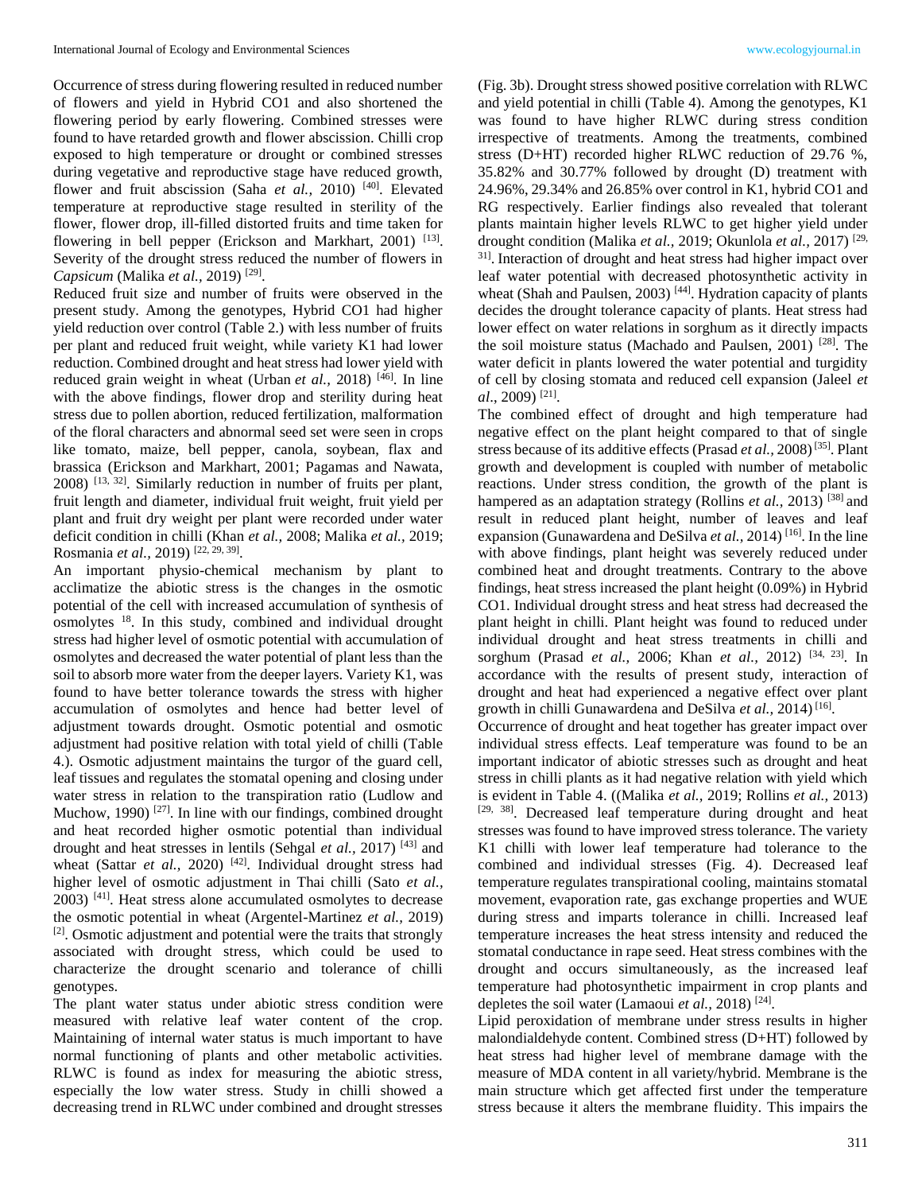Occurrence of stress during flowering resulted in reduced number of flowers and yield in Hybrid CO1 and also shortened the flowering period by early flowering. Combined stresses were found to have retarded growth and flower abscission. Chilli crop exposed to high temperature or drought or combined stresses during vegetative and reproductive stage have reduced growth, flower and fruit abscission (Saha *et al.,* 2010) [40]. Elevated temperature at reproductive stage resulted in sterility of the flower, flower drop, ill-filled distorted fruits and time taken for flowering in bell pepper (Erickson and Markhart, 2001) [13]. Severity of the drought stress reduced the number of flowers in *Capsicum* (Malika *et al.,* 2019) [29].

Reduced fruit size and number of fruits were observed in the present study. Among the genotypes, Hybrid CO1 had higher yield reduction over control (Table 2.) with less number of fruits per plant and reduced fruit weight, while variety K1 had lower reduction. Combined drought and heat stress had lower yield with reduced grain weight in wheat (Urban *et al.,* 2018) [46]. In line with the above findings, flower drop and sterility during heat stress due to pollen abortion, reduced fertilization, malformation of the floral characters and abnormal seed set were seen in crops like tomato, maize, bell pepper, canola, soybean, flax and brassica (Erickson and Markhart, 2001; Pagamas and Nawata, 2008) [13, 32]. Similarly reduction in number of fruits per plant, fruit length and diameter, individual fruit weight, fruit yield per plant and fruit dry weight per plant were recorded under water deficit condition in chilli (Khan *et al.,* 2008; Malika *et al.,* 2019; Rosmania *et al.,* 2019) [22, 29, 39].

An important physio-chemical mechanism by plant to acclimatize the abiotic stress is the changes in the osmotic potential of the cell with increased accumulation of synthesis of osmolytes [18]. In this study, combined and individual drought stress had higher level of osmotic potential with accumulation of osmolytes and decreased the water potential of plant less than the soil to absorb more water from the deeper layers. Variety K1, was found to have better tolerance towards the stress with higher accumulation of osmolytes and hence had better level of adjustment towards drought. Osmotic potential and osmotic adjustment had positive relation with total yield of chilli (Table 4.). Osmotic adjustment maintains the turgor of the guard cell, leaf tissues and regulates the stomatal opening and closing under water stress in relation to the transpiration ratio (Ludlow and Muchow, 1990) [27]. In line with our findings, combined drought and heat recorded higher osmotic potential than individual drought and heat stresses in lentils (Sehgal *et al.,* 2017) [43] and wheat (Sattar *et al.,* 2020) [42]. Individual drought stress had higher level of osmotic adjustment in Thai chilli (Sato *et al.,* 2003) [41]. Heat stress alone accumulated osmolytes to decrease the osmotic potential in wheat (Argentel-Martinez *et al.,* 2019) [2]. Osmotic adjustment and potential were the traits that strongly associated with drought stress, which could be used to characterize the drought scenario and tolerance of chilli genotypes.

The plant water status under abiotic stress condition were measured with relative leaf water content of the crop. Maintaining of internal water status is much important to have normal functioning of plants and other metabolic activities. RLWC is found as index for measuring the abiotic stress, especially the low water stress. Study in chilli showed a decreasing trend in RLWC under combined and drought stresses (Fig. 3b). Drought stress showed positive correlation with RLWC and yield potential in chilli (Table 4). Among the genotypes, K1 was found to have higher RLWC during stress condition irrespective of treatments. Among the treatments, combined stress (D+HT) recorded higher RLWC reduction of 29.76 %, 35.82% and 30.77% followed by drought (D) treatment with 24.96%, 29.34% and 26.85% over control in K1, hybrid CO1 and RG respectively. Earlier findings also revealed that tolerant plants maintain higher levels RLWC to get higher yield under drought condition (Malika *et al.,* 2019; Okunlola *et al.,* 2017) [29, 31]. Interaction of drought and heat stress had higher impact over leaf water potential with decreased photosynthetic activity in wheat (Shah and Paulsen, 2003) [44]. Hydration capacity of plants decides the drought tolerance capacity of plants. Heat stress had lower effect on water relations in sorghum as it directly impacts the soil moisture status (Machado and Paulsen, 2001) [28]. The water deficit in plants lowered the water potential and turgidity of cell by closing stomata and reduced cell expansion (Jaleel *et al*., 2009) [21].

The combined effect of drought and high temperature had negative effect on the plant height compared to that of single stress because of its additive effects (Prasad *et al.,* 2008) [35]. Plant growth and development is coupled with number of metabolic reactions. Under stress condition, the growth of the plant is hampered as an adaptation strategy (Rollins *et al.,* 2013) [38] and result in reduced plant height, number of leaves and leaf expansion (Gunawardena and DeSilva *et al.,* 2014) [16]. In the line with above findings, plant height was severely reduced under combined heat and drought treatments. Contrary to the above findings, heat stress increased the plant height (0.09%) in Hybrid CO1. Individual drought stress and heat stress had decreased the plant height in chilli. Plant height was found to reduced under individual drought and heat stress treatments in chilli and sorghum (Prasad *et al.,* 2006; Khan *et al.,* 2012) [34, 23]. In accordance with the results of present study, interaction of drought and heat had experienced a negative effect over plant growth in chilli Gunawardena and DeSilva *et al.,* 2014) [16].

Occurrence of drought and heat together has greater impact over individual stress effects. Leaf temperature was found to be an important indicator of abiotic stresses such as drought and heat stress in chilli plants as it had negative relation with yield which is evident in Table 4. ((Malika *et al.,* 2019; Rollins *et al.,* 2013) [29, 38]. Decreased leaf temperature during drought and heat stresses was found to have improved stress tolerance. The variety K1 chilli with lower leaf temperature had tolerance to the combined and individual stresses (Fig. 4). Decreased leaf temperature regulates transpirational cooling, maintains stomatal movement, evaporation rate, gas exchange properties and WUE during stress and imparts tolerance in chilli. Increased leaf temperature increases the heat stress intensity and reduced the stomatal conductance in rape seed. Heat stress combines with the drought and occurs simultaneously, as the increased leaf temperature had photosynthetic impairment in crop plants and depletes the soil water (Lamaoui *et al.,* 2018) [24].

Lipid peroxidation of membrane under stress results in higher malondialdehyde content. Combined stress (D+HT) followed by heat stress had higher level of membrane damage with the measure of MDA content in all variety/hybrid. Membrane is the main structure which get affected first under the temperature stress because it alters the membrane fluidity. This impairs the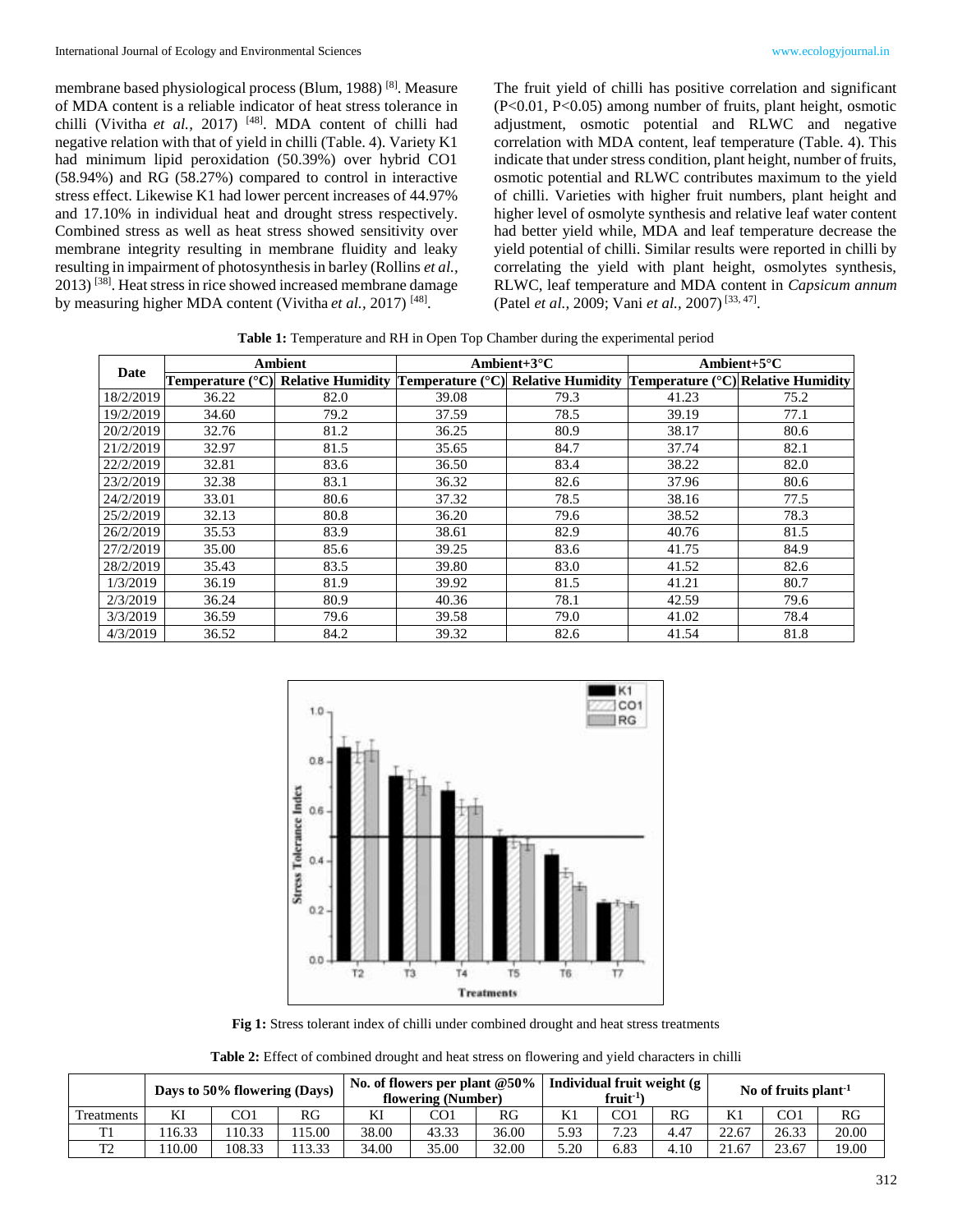membrane based physiological process (Blum, 1988) [8]. Measure of MDA content is a reliable indicator of heat stress tolerance in chilli (Vivitha *et al.,* 2017) [48]. MDA content of chilli had negative relation with that of yield in chilli (Table. 4). Variety K1 had minimum lipid peroxidation (50.39%) over hybrid CO1 (58.94%) and RG (58.27%) compared to control in interactive stress effect. Likewise K1 had lower percent increases of 44.97% and 17.10% in individual heat and drought stress respectively. Combined stress as well as heat stress showed sensitivity over membrane integrity resulting in membrane fluidity and leaky resulting in impairment of photosynthesis in barley (Rollins *et al.,* 2013) [38]. Heat stress in rice showed increased membrane damage by measuring higher MDA content (Vivitha *et al.,* 2017) [48].

The fruit yield of chilli has positive correlation and significant ($P<0.01$, $P<0.05$) among number of fruits, plant height, osmotic adjustment, osmotic potential and RLWC and negative correlation with MDA content, leaf temperature (Table. 4). This indicate that under stress condition, plant height, number of fruits, osmotic potential and RLWC contributes maximum to the yield of chilli. Varieties with higher fruit numbers, plant height and higher level of osmolyte synthesis and relative leaf water content had better yield while, MDA and leaf temperature decrease the yield potential of chilli. Similar results were reported in chilli by correlating the yield with plant height, osmolytes synthesis, RLWC, leaf temperature and MDA content in *Capsicum annum* (Patel *et al.,* 2009; Vani *et al.,* 2007) [33, 47].

**Table 1:** Temperature and RH in Open Top Chamber during the experimental period

| Date | Ambient | | Ambient+3°C | | Ambient+5°C | |
|---|---|---|---|---|---|---|
| | Temperature (°C) | Relative Humidity | Temperature (°C) | Relative Humidity | Temperature (°C) | Relative Humidity |
| 18/2/2019 | 36.22 | 82.0 | 39.08 | 79.3 | 41.23 | 75.2 |
| 19/2/2019 | 34.60 | 79.2 | 37.59 | 78.5 | 39.19 | 77.1 |
| 20/2/2019 | 32.76 | 81.2 | 36.25 | 80.9 | 38.17 | 80.6 |
| 21/2/2019 | 32.97 | 81.5 | 35.65 | 84.7 | 37.74 | 82.1 |
| 22/2/2019 | 32.81 | 83.6 | 36.50 | 83.4 | 38.22 | 82.0 |
| 23/2/2019 | 32.38 | 83.1 | 36.32 | 82.6 | 37.96 | 80.6 |
| 24/2/2019 | 33.01 | 80.6 | 37.32 | 78.5 | 38.16 | 77.5 |
| 25/2/2019 | 32.13 | 80.8 | 36.20 | 79.6 | 38.52 | 78.3 |
| 26/2/2019 | 35.53 | 83.9 | 38.61 | 82.9 | 40.76 | 81.5 |
| 27/2/2019 | 35.00 | 85.6 | 39.25 | 83.6 | 41.75 | 84.9 |
| 28/2/2019 | 35.43 | 83.5 | 39.80 | 83.0 | 41.52 | 82.6 |
| 1/3/2019 | 36.19 | 81.9 | 39.92 | 81.5 | 41.21 | 80.7 |
| 2/3/2019 | 36.24 | 80.9 | 40.36 | 78.1 | 42.59 | 79.6 |
| 3/3/2019 | 36.59 | 79.6 | 39.58 | 79.0 | 41.02 | 78.4 |
| 4/3/2019 | 36.52 | 84.2 | 39.32 | 82.6 | 41.54 | 81.8 |

**Fig 1:** Stress tolerant index of chilli under combined drought and heat stress treatments

**Table 2:** Effect of combined drought and heat stress on flowering and yield characters in chilli

| | Days to 50% flowering (Days) | | | No. of flowers per plant @50% flowering (Number) | | | Individual fruit weight (g fruit$^{-1}$) | | | No of fruits plant$^{-1}$ | | |
|---|---|---|---|---|---|---|---|---|---|---|---|---|
| Treatments | KI | CO1 | RG | KI | CO1 | RG | K1 | CO1 | RG | K1 | CO1 | RG |
| T1 | 116.33 | 110.33 | 115.00 | 38.00 | 43.33 | 36.00 | 5.93 | 7.23 | 4.47 | 22.67 | 26.33 | 20.00 |
| T2 | 110.00 | 108.33 | 113.33 | 34.00 | 35.00 | 32.00 | 5.20 | 6.83 | 4.10 | 21.67 | 23.67 | 19.00 |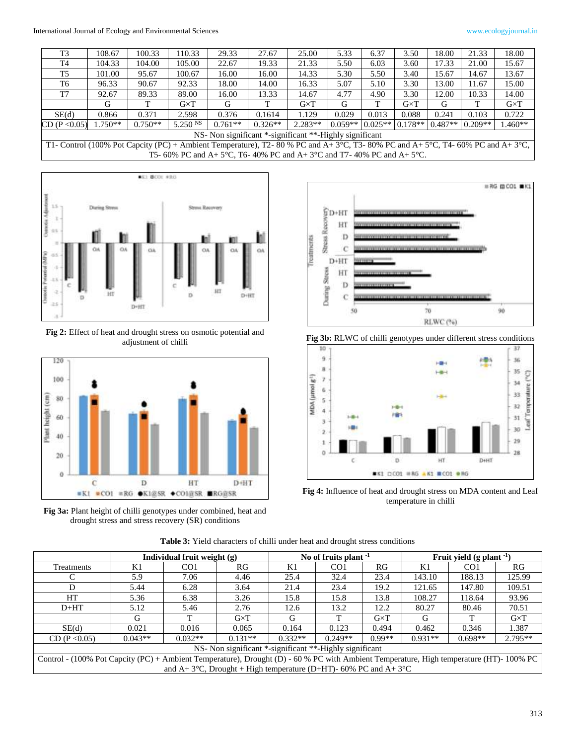| | | | | | | | | | | | | |
|---|---|---|---|---|---|---|---|---|---|---|---|---|
| T3 | 108.67 | 100.33 | 110.33 | 29.33 | 27.67 | 25.00 | 5.33 | 6.37 | 3.50 | 18.00 | 21.33 | 18.00 |
| T4 | 104.33 | 104.00 | 105.00 | 22.67 | 19.33 | 21.33 | 5.50 | 6.03 | 3.60 | 17.33 | 21.00 | 15.67 |
| T5 | 101.00 | 95.67 | 100.67 | 16.00 | 16.00 | 14.33 | 5.30 | 5.50 | 3.40 | 15.67 | 14.67 | 13.67 |
| T6 | 96.33 | 90.67 | 92.33 | 18.00 | 14.00 | 16.33 | 5.07 | 5.10 | 3.30 | 13.00 | 11.67 | 15.00 |
| T7 | 92.67 | 89.33 | 89.00 | 16.00 | 13.33 | 14.67 | 4.77 | 4.90 | 3.30 | 12.00 | 10.33 | 14.00 |
| | G | T | G×T | G | T | G×T | G | T | G×T | G | T | G×T |
| SE(d) | 0.866 | 0.371 | 2.598 | 0.376 | 0.1614 | 1.129 | 0.029 | 0.013 | 0.088 | 0.241 | 0.103 | 0.722 |
| CD (P <0.05) | 1.750** | 0.750** | 5.250 NS | 0.761** | 0.326** | 2.283** | 0.059** | 0.025** | 0.178** | 0.487** | 0.209** | 1.460** |

NS- Non significant *-significant **-Highly significant

T1- Control (100% Pot Capcity (PC) + Ambient Temperature), T2- 80 % PC and A+ 3°C, T3- 80% PC and A+ 5°C, T4- 60% PC and A+ 3°C, T5- 60% PC and A+ 5°C, T6- 40% PC and A+ 3°C and T7- 40% PC and A+ 5°C.

**Fig 2:** Effect of heat and drought stress on osmotic potential and adjustment of chilli

**Fig 3a:** Plant height of chilli genotypes under combined, heat and drought stress and stress recovery (SR) conditions

**Fig 3b:** RLWC of chilli genotypes under different stress conditions

**Fig 4:** Influence of heat and drought stress on MDA content and Leaf temperature in chilli

**Table 3:** Yield characters of chilli under heat and drought stress conditions

| | Individual fruit weight (g) | | | No of fruits plant $^{-1}$ | | | Fruit yield (g plant $^{-1}$) | | |
|---|---|---|---|---|---|---|---|---|---|
| Treatments | K1 | CO1 | RG | K1 | CO1 | RG | K1 | CO1 | RG |
| C | 5.9 | 7.06 | 4.46 | 25.4 | 32.4 | 23.4 | 143.10 | 188.13 | 125.99 |
| D | 5.44 | 6.28 | 3.64 | 21.4 | 23.4 | 19.2 | 121.65 | 147.80 | 109.51 |
| HT | 5.36 | 6.38 | 3.26 | 15.8 | 15.8 | 13.8 | 108.27 | 118.64 | 93.96 |
| D+HT | 5.12 | 5.46 | 2.76 | 12.6 | 13.2 | 12.2 | 80.27 | 80.46 | 70.51 |
| | G | T | G×T | G | T | G×T | G | T | G×T |
| SE(d) | 0.021 | 0.016 | 0.065 | 0.164 | 0.123 | 0.494 | 0.462 | 0.346 | 1.387 |
| CD (P <0.05) | 0.043** | 0.032** | 0.131** | 0.332** | 0.249** | 0.99** | 0.931** | 0.698** | 2.795** |

NS- Non significant *-significant **-Highly significant

Control - (100% Pot Capcity (PC) + Ambient Temperature), Drought (D) - 60 % PC with Ambient Temperature, High temperature (HT)- 100% PC and A+ 3°C, Drought + High temperature (D+HT)- 60% PC and A+ 3°C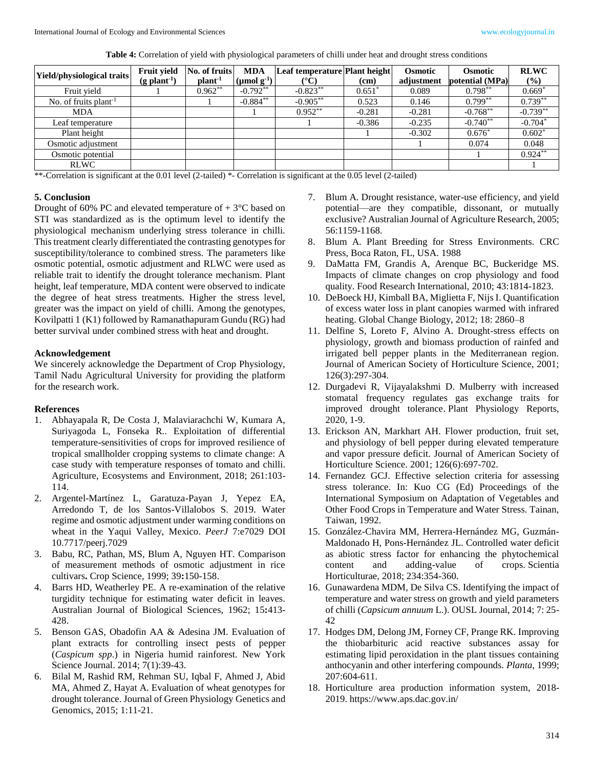**Table 4:** Correlation of yield with physiological parameters of chilli under heat and drought stress conditions

| Yield/physiological traits | Fruit yield (g plant$^{-1}$) | No. of fruits plant$^{-1}$ | MDA (μmol g$^{-1}$) | Leaf temperature (°C) | Plant height (cm) | Osmotic adjustment | Osmotic potential (MPa) | RLWC (%) |
|---|---|---|---|---|---|---|---|---|
| Fruit yield | 1 | $0.962^{**}$ | $-0.792^{**}$ | $-0.823^{**}$ | $0.651^{*}$ | 0.089 | $0.798^{**}$ | $0.669^{*}$ |
| No. of fruits plant$^{-1}$ | | 1 | $-0.884^{**}$ | $-0.905^{**}$ | 0.523 | 0.146 | $0.799^{**}$ | $0.739^{**}$ |
| MDA | | | 1 | $0.952^{**}$ | -0.281 | -0.281 | $-0.768^{**}$ | $-0.739^{**}$ |
| Leaf temperature | | | | 1 | -0.386 | -0.235 | $-0.740^{**}$ | $-0.704^{*}$ |
| Plant height | | | | | 1 | -0.302 | $0.676^{*}$ | $0.602^{*}$ |
| Osmotic adjustment | | | | | | 1 | 0.074 | 0.048 |
| Osmotic potential | | | | | | | 1 | $0.924^{**}$ |
| RLWC | | | | | | | | 1 |

**-Correlation is significant at the 0.01 level (2-tailed) *- Correlation is significant at the 0.05 level (2-tailed)

## 5. Conclusion

Drought of 60% PC and elevated temperature of + 3°C based on STI was standardized as is the optimum level to identify the physiological mechanism underlying stress tolerance in chilli. This treatment clearly differentiated the contrasting genotypes for susceptibility/tolerance to combined stress. The parameters like osmotic potential, osmotic adjustment and RLWC were used as reliable trait to identify the drought tolerance mechanism. Plant height, leaf temperature, MDA content were observed to indicate the degree of heat stress treatments. Higher the stress level, greater was the impact on yield of chilli. Among the genotypes, Kovilpatti 1 (K1) followed by Ramanathapuram Gundu (RG) had better survival under combined stress with heat and drought.

## Acknowledgement

We sincerely acknowledge the Department of Crop Physiology, Tamil Nadu Agricultural University for providing the platform for the research work.

## References

1. Abhayapala R, De Costa J, Malaviarachchi W, Kumara A, Suriyagoda L, Fonseka R.. Exploitation of differential temperature-sensitivities of crops for improved resilience of tropical smallholder cropping systems to climate change: A case study with temperature responses of tomato and chilli. Agriculture, Ecosystems and Environment, 2018; 261:103-114.
2. Argentel-Martínez L, Garatuza-Payan J, Yepez EA, Arredondo T, de los Santos-Villalobos S. 2019. Water regime and osmotic adjustment under warming conditions on wheat in the Yaqui Valley, Mexico. *PeerJ* 7:e7029 DOI 10.7717/peerj.7029
3. Babu, RC, Pathan, MS, Blum A, Nguyen HT. Comparison of measurement methods of osmotic adjustment in rice cultivars**.** Crop Science, 1999; 39**:**150-158.
4. Barrs HD, Weatherley PE. A re-examination of the relative turgidity technique for estimating water deficit in leaves. Australian Journal of Biological Sciences, 1962; 15**:**413-428.
5. Benson GAS, Obadofin AA & Adesina JM. Evaluation of plant extracts for controlling insect pests of pepper (*Caspicum spp*.) in Nigeria humid rainforest. New York Science Journal. 2014; 7(1):39-43.
6. Bilal M, Rashid RM, Rehman SU, Iqbal F, Ahmed J, Abid MA, Ahmed Z, Hayat A. Evaluation of wheat genotypes for drought tolerance. Journal of Green Physiology Genetics and Genomics, 2015; 1:11-21.
7. Blum A. Drought resistance, water-use efficiency, and yield potential—are they compatible, dissonant, or mutually exclusive? Australian Journal of Agriculture Research, 2005; 56:1159-1168.
8. Blum A. Plant Breeding for Stress Environments. CRC Press, Boca Raton, FL, USA. 1988
9. DaMatta FM, Grandis A, Arenque BC, Buckeridge MS. Impacts of climate changes on crop physiology and food quality. Food Research International, 2010; 43:1814-1823.
10. DeBoeck HJ, Kimball BA, Miglietta F, Nijs I. Quantification of excess water loss in plant canopies warmed with infrared heating. Global Change Biology, 2012; 18: 2860–8
11. Delfine S, Loreto F, Alvino A. Drought-stress effects on physiology, growth and biomass production of rainfed and irrigated bell pepper plants in the Mediterranean region. Journal of American Society of Horticulture Science, 2001; 126(3):297-304.
12. Durgadevi R, Vijayalakshmi D. Mulberry with increased stomatal frequency regulates gas exchange traits for improved drought tolerance. Plant Physiology Reports, 2020, 1-9.
13. Erickson AN, Markhart AH. Flower production, fruit set, and physiology of bell pepper during elevated temperature and vapor pressure deficit. Journal of American Society of Horticulture Science. 2001; 126(6):697-702.
14. Fernandez GCJ. Effective selection criteria for assessing stress tolerance. In: Kuo CG (Ed) Proceedings of the International Symposium on Adaptation of Vegetables and Other Food Crops in Temperature and Water Stress. Tainan, Taiwan, 1992.
15. González-Chavira MM, Herrera-Hernández MG, Guzmán-Maldonado H, Pons-Hernández JL. Controlled water deficit as abiotic stress factor for enhancing the phytochemical content and adding-value of crops. Scientia Horticulturae, 2018; 234:354-360.
16. Gunawardena MDM, De Silva CS. Identifying the impact of temperature and water stress on growth and yield parameters of chilli (*Capsicum annuum* L.). OUSL Journal, 2014; 7: 25-42
17. Hodges DM, Delong JM, Forney CF, Prange RK. Improving the thiobarbituric acid reactive substances assay for estimating lipid peroxidation in the plant tissues containing anthocyanin and other interfering compounds. *Planta*, 1999; 207:604-611.
18. Horticulture area production information system, 2018-2019. https://www.aps.dac.gov.in/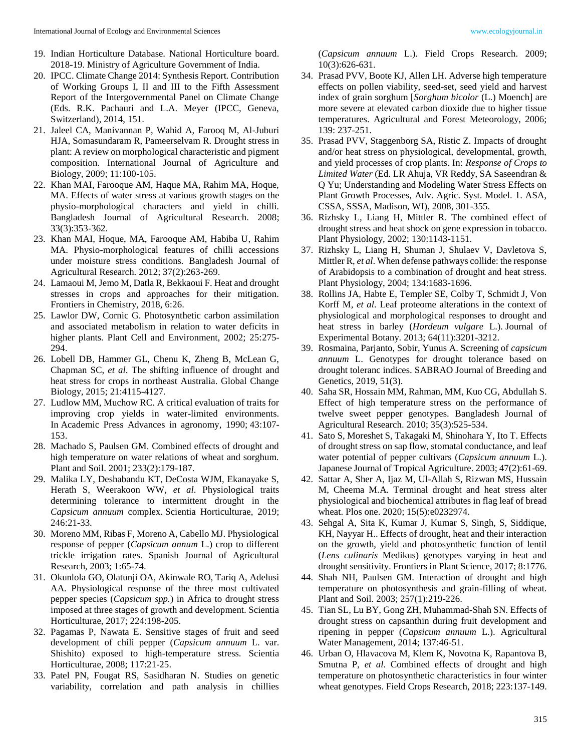19. Indian Horticulture Database. National Horticulture board. 2018-19. Ministry of Agriculture Government of India.
20. IPCC. Climate Change 2014: Synthesis Report. Contribution of Working Groups I, II and III to the Fifth Assessment Report of the Intergovernmental Panel on Climate Change (Eds. R.K. Pachauri and L.A. Meyer (IPCC, Geneva, Switzerland), 2014, 151.
21. Jaleel CA, Manivannan P, Wahid A, Farooq M, Al-Juburi HJA, Somasundaram R, Pameerselvam R. Drought stress in plant: A review on morphological characteristic and pigment composition. International Journal of Agriculture and Biology, 2009; 11:100-105.
22. Khan MAI, Farooque AM, Haque MA, Rahim MA, Hoque, MA. Effects of water stress at various growth stages on the physio-morphological characters and yield in chilli. Bangladesh Journal of Agricultural Research. 2008; 33(3):353-362.
23. Khan MAI, Hoque, MA, Farooque AM, Habiba U, Rahim MA. Physio-morphological features of chilli accessions under moisture stress conditions. Bangladesh Journal of Agricultural Research. 2012; 37(2):263-269.
24. Lamaoui M, Jemo M, Datla R, Bekkaoui F. Heat and drought stresses in crops and approaches for their mitigation. Frontiers in Chemistry, 2018, 6:26.
25. Lawlor DW, Cornic G. Photosynthetic carbon assimilation and associated metabolism in relation to water deficits in higher plants. Plant Cell and Environment, 2002; 25:275-294.
26. Lobell DB, Hammer GL, Chenu K, Zheng B, McLean G, Chapman SC, *et al*. The shifting influence of drought and heat stress for crops in northeast Australia. Global Change Biology, 2015; 21:4115-4127.
27. Ludlow MM, Muchow RC. A critical evaluation of traits for improving crop yields in water-limited environments. In Academic Press Advances in agronomy, 1990; 43:107-153.
28. Machado S, Paulsen GM. Combined effects of drought and high temperature on water relations of wheat and sorghum. Plant and Soil. 2001; 233(2):179-187.
29. Malika LY, Deshabandu KT, DeCosta WJM, Ekanayake S, Herath S, Weerakoon WW, *et al*. Physiological traits determining tolerance to intermittent drought in the *Capsicum annuum* complex. Scientia Horticulturae, 2019; 246:21-33.
30. Moreno MM, Ribas F, Moreno A, Cabello MJ. Physiological response of pepper (*Capsicum annum* L.) crop to different trickle irrigation rates. Spanish Journal of Agricultural Research, 2003; 1:65-74.
31. Okunlola GO, Olatunji OA, Akinwale RO, Tariq A, Adelusi AA. Physiological response of the three most cultivated pepper species (*Capsicum spp.*) in Africa to drought stress imposed at three stages of growth and development. Scientia Horticulturae, 2017; 224:198-205.
32. Pagamas P, Nawata E. Sensitive stages of fruit and seed development of chili pepper (*Capsicum annuum* L. var. Shishito) exposed to high-temperature stress. Scientia Horticulturae, 2008; 117:21-25.
33. Patel PN, Fougat RS, Sasidharan N. Studies on genetic variability, correlation and path analysis in chillies (*Capsicum annuum* L.). Field Crops Research. 2009; 10(3):626-631.
34. Prasad PVV, Boote KJ, Allen LH. Adverse high temperature effects on pollen viability, seed-set, seed yield and harvest index of grain sorghum [*Sorghum bicolor* (L.) Moench] are more severe at elevated carbon dioxide due to higher tissue temperatures. Agricultural and Forest Meteorology, 2006; 139: 237-251.
35. Prasad PVV, Staggenborg SA, Ristic Z. Impacts of drought and/or heat stress on physiological, developmental, growth, and yield processes of crop plants. In: *Response of Crops to Limited Water* (Ed. LR Ahuja, VR Reddy, SA Saseendran & Q Yu; Understanding and Modeling Water Stress Effects on Plant Growth Processes, Adv. Agric. Syst. Model. 1. ASA, CSSA, SSSA, Madison, WI), 2008, 301-355.
36. Rizhsky L, Liang H, Mittler R. The combined effect of drought stress and heat shock on gene expression in tobacco. Plant Physiology, 2002; 130:1143-1151.
37. Rizhsky L, Liang H, Shuman J, Shulaev V, Davletova S, Mittler R, *et al*. When defense pathways collide: the response of Arabidopsis to a combination of drought and heat stress. Plant Physiology, 2004; 134:1683-1696.
38. Rollins JA, Habte E, Templer SE, Colby T, Schmidt J, Von Korff M, *et al*. Leaf proteome alterations in the context of physiological and morphological responses to drought and heat stress in barley (*Hordeum vulgare* L.). Journal of Experimental Botany. 2013; 64(11):3201-3212.
39. Rosmaina, Parjanto, Sobir, Yunus A. Screening of *capsicum annuum* L. Genotypes for drought tolerance based on drought toleranc indices. SABRAO Journal of Breeding and Genetics, 2019, 51(3).
40. Saha SR, Hossain MM, Rahman, MM, Kuo CG, Abdullah S. Effect of high temperature stress on the performance of twelve sweet pepper genotypes. Bangladesh Journal of Agricultural Research. 2010; 35(3):525-534.
41. Sato S, Moreshet S, Takagaki M, Shinohara Y, Ito T. Effects of drought stress on sap flow, stomatal conductance, and leaf water potential of pepper cultivars (*Capsicum annuum* L.). Japanese Journal of Tropical Agriculture. 2003; 47(2):61-69.
42. Sattar A, Sher A, Ijaz M, Ul-Allah S, Rizwan MS, Hussain M, Cheema M.A. Terminal drought and heat stress alter physiological and biochemical attributes in flag leaf of bread wheat. Plos one. 2020; 15(5):e0232974.
43. Sehgal A, Sita K, Kumar J, Kumar S, Singh, S, Siddique, KH, Nayyar H.. Effects of drought, heat and their interaction on the growth, yield and photosynthetic function of lentil (*Lens culinaris* Medikus) genotypes varying in heat and drought sensitivity. Frontiers in Plant Science, 2017; 8:1776.
44. Shah NH, Paulsen GM. Interaction of drought and high temperature on photosynthesis and grain-filling of wheat. Plant and Soil. 2003; 257(1):219-226.
45. Tian SL, Lu BY, Gong ZH, Muhammad-Shah SN. Effects of drought stress on capsanthin during fruit development and ripening in pepper (*Capsicum annuum* L.). Agricultural Water Management, 2014; 137:46-51.
46. Urban O, Hlavacova M, Klem K, Novotna K, Rapantova B, Smutna P, *et al*. Combined effects of drought and high temperature on photosynthetic characteristics in four winter wheat genotypes. Field Crops Research, 2018; 223:137-149.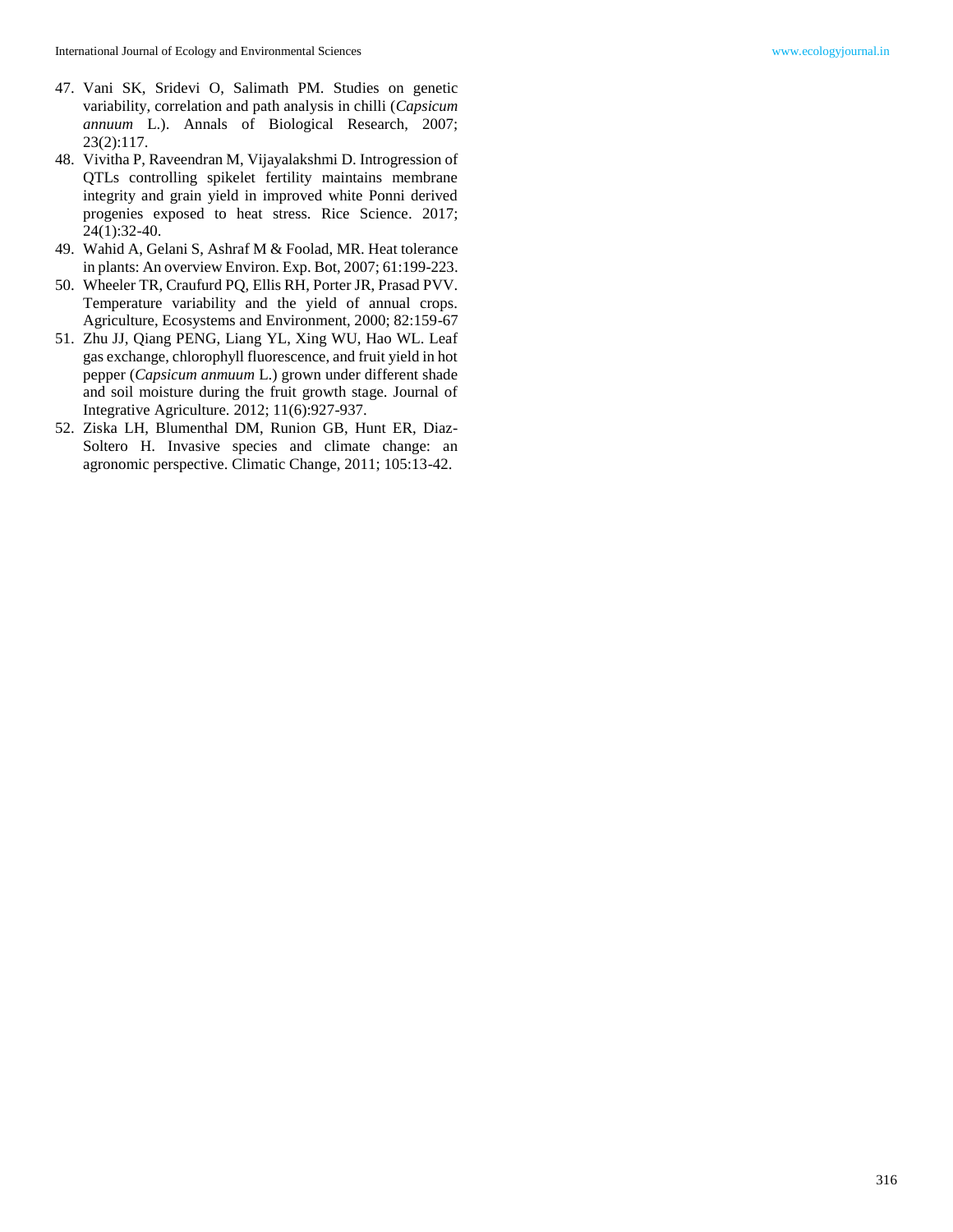47. Vani SK, Sridevi O, Salimath PM. Studies on genetic variability, correlation and path analysis in chilli (*Capsicum annuum* L.). Annals of Biological Research, 2007; 23(2):117.
48. Vivitha P, Raveendran M, Vijayalakshmi D. Introgression of QTLs controlling spikelet fertility maintains membrane integrity and grain yield in improved white Ponni derived progenies exposed to heat stress. Rice Science. 2017; 24(1):32-40.
49. Wahid A, Gelani S, Ashraf M & Foolad, MR. Heat tolerance in plants: An overview Environ. Exp. Bot, 2007; 61:199-223.
50. Wheeler TR, Craufurd PQ, Ellis RH, Porter JR, Prasad PVV. Temperature variability and the yield of annual crops. Agriculture, Ecosystems and Environment, 2000; 82:159-67
51. Zhu JJ, Qiang PENG, Liang YL, Xing WU, Hao WL. Leaf gas exchange, chlorophyll fluorescence, and fruit yield in hot pepper (*Capsicum anmuum* L.) grown under different shade and soil moisture during the fruit growth stage. Journal of Integrative Agriculture. 2012; 11(6):927-937.
52. Ziska LH, Blumenthal DM, Runion GB, Hunt ER, Diaz-Soltero H. Invasive species and climate change: an agronomic perspective. Climatic Change, 2011; 105:13-42.